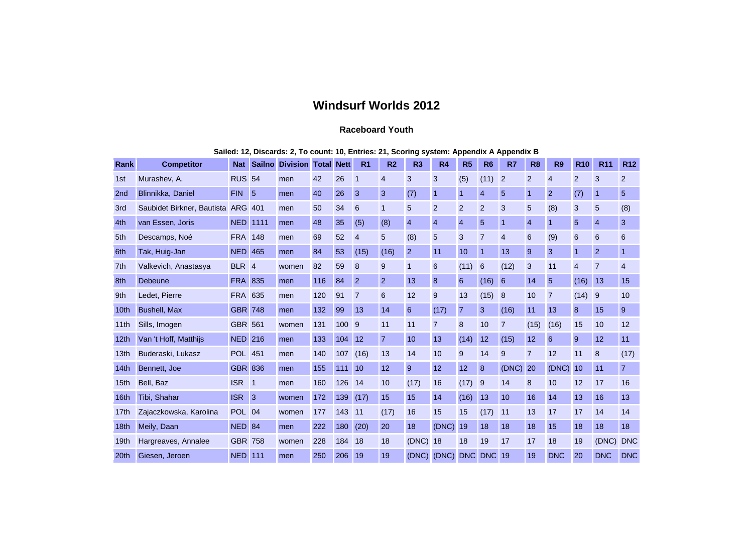# Windsurf Worlds 2012

## Raceboard Youth

**Sailed: 12, Discards: 2, To count: 10, Entries: 21, Scoring system: Appendix A Appendix B**

| Rank | Competitor | Nat | Sailno | Division | Total | Nett | R1 | R2 | R3 | R4 | R5 | R6 | R7 | R8 | R9 | R10 | R11 | R12 |
|---|---|---|---|---|---|---|---|---|---|---|---|---|---|---|---|---|---|---|
| 1st | Murashev, A. | RUS | 54 | men | 42 | 26 | 1 | 4 | 3 | 3 | (5) | (11) | 2 | 2 | 4 | 2 | 3 | 2 |
| 2nd | Blinnikka, Daniel | FIN | 5 | men | 40 | 26 | 3 | 3 | (7) | 1 | 1 | 4 | 5 | 1 | 2 | (7) | 1 | 5 |
| 3rd | Saubidet Birkner, Bautista | ARG | 401 | men | 50 | 34 | 6 | 1 | 5 | 2 | 2 | 2 | 3 | 5 | (8) | 3 | 5 | (8) |
| 4th | van Essen, Joris | NED | 1111 | men | 48 | 35 | (5) | (8) | 4 | 4 | 4 | 5 | 1 | 4 | 1 | 5 | 4 | 3 |
| 5th | Descamps, Noé | FRA | 148 | men | 69 | 52 | 4 | 5 | (8) | 5 | 3 | 7 | 4 | 6 | (9) | 6 | 6 | 6 |
| 6th | Tak, Huig-Jan | NED | 465 | men | 84 | 53 | (15) | (16) | 2 | 11 | 10 | 1 | 13 | 9 | 3 | 1 | 2 | 1 |
| 7th | Valkevich, Anastasya | BLR | 4 | women | 82 | 59 | 8 | 9 | 1 | 6 | (11) | 6 | (12) | 3 | 11 | 4 | 7 | 4 |
| 8th | Debeune | FRA | 835 | men | 116 | 84 | 2 | 2 | 13 | 8 | 6 | (16) | 6 | 14 | 5 | (16) | 13 | 15 |
| 9th | Ledet, Pierre | FRA | 635 | men | 120 | 91 | 7 | 6 | 12 | 9 | 13 | (15) | 8 | 10 | 7 | (14) | 9 | 10 |
| 10th | Bushell, Max | GBR | 748 | men | 132 | 99 | 13 | 14 | 6 | (17) | 7 | 3 | (16) | 11 | 13 | 8 | 15 | 9 |
| 11th | Sills, Imogen | GBR | 561 | women | 131 | 100 | 9 | 11 | 11 | 7 | 8 | 10 | 7 | (15) | (16) | 15 | 10 | 12 |
| 12th | Van 't Hoff, Matthijs | NED | 216 | men | 133 | 104 | 12 | 7 | 10 | 13 | (14) | 12 | (15) | 12 | 6 | 9 | 12 | 11 |
| 13th | Buderaski, Lukasz | POL | 451 | men | 140 | 107 | (16) | 13 | 14 | 10 | 9 | 14 | 9 | 7 | 12 | 11 | 8 | (17) |
| 14th | Bennett, Joe | GBR | 836 | men | 155 | 111 | 10 | 12 | 9 | 12 | 12 | 8 | (DNC) | 20 | (DNC) | 10 | 11 | 7 |
| 15th | Bell, Baz | ISR | 1 | men | 160 | 126 | 14 | 10 | (17) | 16 | (17) | 9 | 14 | 8 | 10 | 12 | 17 | 16 |
| 16th | Tibi, Shahar | ISR | 3 | women | 172 | 139 | (17) | 15 | 15 | 14 | (16) | 13 | 10 | 16 | 14 | 13 | 16 | 13 |
| 17th | Zajaczkowska, Karolina | POL | 04 | women | 177 | 143 | 11 | (17) | 16 | 15 | 15 | (17) | 11 | 13 | 17 | 17 | 14 | 14 |
| 18th | Meily, Daan | NED | 84 | men | 222 | 180 | (20) | 20 | 18 | (DNC) | 19 | 18 | 18 | 18 | 15 | 18 | 18 | 18 |
| 19th | Hargreaves, Annalee | GBR | 758 | women | 228 | 184 | 18 | 18 | (DNC) | 18 | 18 | 19 | 17 | 17 | 18 | 19 | (DNC) | DNC |
| 20th | Giesen, Jeroen | NED | 111 | men | 250 | 206 | 19 | 19 | (DNC) | (DNC) | DNC | DNC | 19 | 19 | DNC | 20 | DNC | DNC |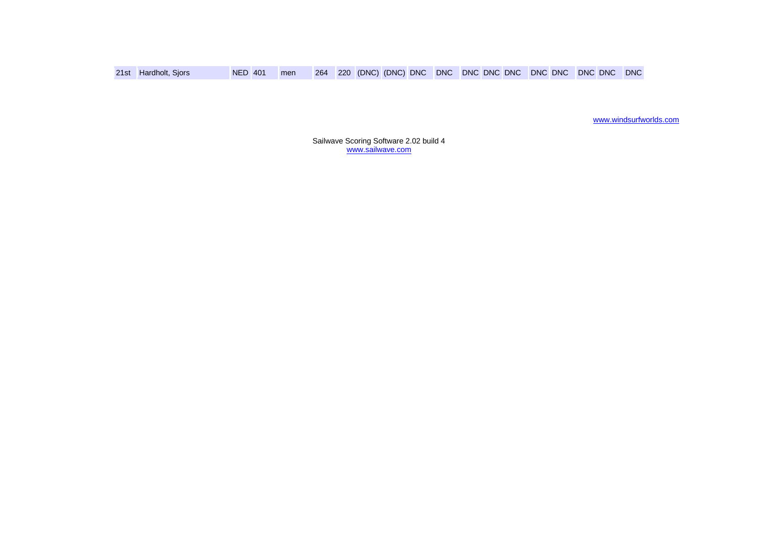| | | | | | | | | | | | | | | | | | | | |
|---|---|---|---|---|---|---|---|---|---|---|---|---|---|---|---|---|---|---|---|
| 21st | Hardholt, Sjors | NED | 401 | men | 264 | 220 | (DNC) | (DNC) | DNC | DNC | DNC | DNC | DNC | DNC | DNC | DNC | DNC | DNC |

www.windsurfworlds.com

Sailwave Scoring Software 2.02 build 4
www.sailwave.com